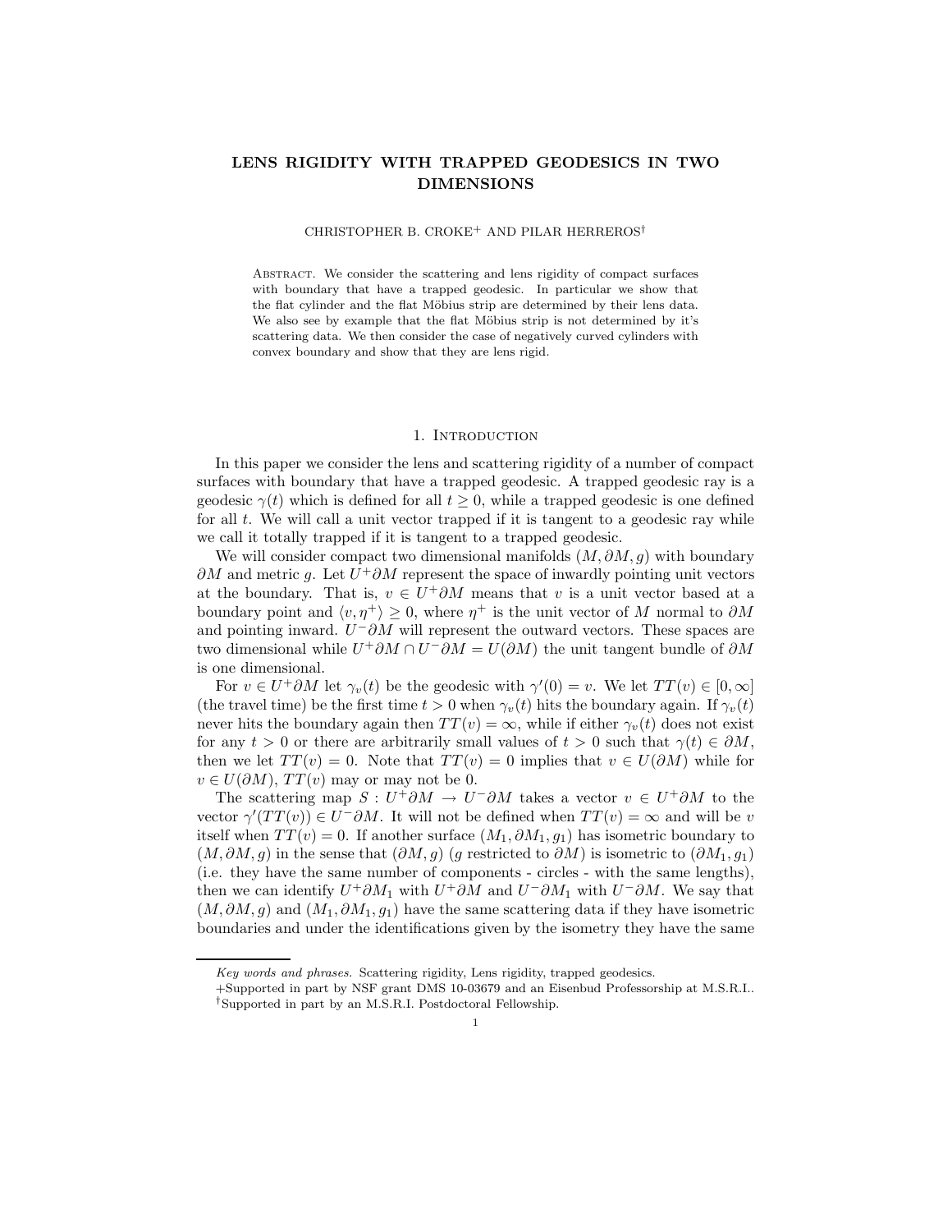# LENS RIGIDITY WITH TRAPPED GEODESICS IN TWO DIMENSIONS

CHRISTOPHER B. CROKE[+] AND PILAR HERREROS[†]

ABSTRACT. We consider the scattering and lens rigidity of compact surfaces with boundary that have a trapped geodesic. In particular we show that the flat cylinder and the flat Möbius strip are determined by their lens data. We also see by example that the flat Möbius strip is not determined by it's scattering data. We then consider the case of negatively curved cylinders with convex boundary and show that they are lens rigid.

## 1. Introduction

In this paper we consider the lens and scattering rigidity of a number of compact surfaces with boundary that have a trapped geodesic. A trapped geodesic ray is a geodesic $\gamma(t)$ which is defined for all $t \geq 0$, while a trapped geodesic is one defined for all $t$. We will call a unit vector trapped if it is tangent to a geodesic ray while we call it totally trapped if it is tangent to a trapped geodesic.

We will consider compact two dimensional manifolds $(M, \partial M, g)$ with boundary $\partial M$ and metric $g$. Let $U^+\partial M$ represent the space of inwardly pointing unit vectors at the boundary. That is, $v \in U^+\partial M$ means that $v$ is a unit vector based at a boundary point and $\langle v, \eta^+ \rangle \geq 0$, where $\eta^+$ is the unit vector of $M$ normal to $\partial M$ and pointing inward. $U^-\partial M$ will represent the outward vectors. These spaces are two dimensional while $U^+\partial M \cap U^-\partial M = U(\partial M)$ the unit tangent bundle of $\partial M$ is one dimensional.

For $v \in U^+\partial M$ let $\gamma_v(t)$ be the geodesic with $\gamma'(0) = v$. We let $TT(v) \in [0, \infty]$ (the travel time) be the first time $t > 0$ when $\gamma_v(t)$ hits the boundary again. If $\gamma_v(t)$ never hits the boundary again then $TT(v) = \infty$, while if either $\gamma_v(t)$ does not exist for any $t > 0$ or there are arbitrarily small values of $t > 0$ such that $\gamma(t) \in \partial M$, then we let $TT(v) = 0$. Note that $TT(v) = 0$ implies that $v \in U(\partial M)$ while for $v \in U(\partial M)$, $TT(v)$ may or may not be 0.

The scattering map $S : U^+\partial M \to U^-\partial M$ takes a vector $v \in U^+\partial M$ to the vector $\gamma'(TT(v)) \in U^-\partial M$. It will not be defined when $TT(v) = \infty$ and will be $v$ itself when $TT(v) = 0$. If another surface $(M_1, \partial M_1, g_1)$ has isometric boundary to $(M, \partial M, g)$ in the sense that $(\partial M, g)$ ($g$ restricted to $\partial M$) is isometric to $(\partial M_1, g_1)$ (i.e. they have the same number of components - circles - with the same lengths), then we can identify $U^+\partial M_1$ with $U^+\partial M$ and $U^-\partial M_1$ with $U^-\partial M$. We say that $(M, \partial M, g)$ and $(M_1, \partial M_1, g_1)$ have the same scattering data if they have isometric boundaries and under the identifications given by the isometry they have the same

---

*Key words and phrases.* Scattering rigidity, Lens rigidity, trapped geodesics.

+Supported in part by NSF grant DMS 10-03679 and an Eisenbud Professorship at M.S.R.I..

†Supported in part by an M.S.R.I. Postdoctoral Fellowship.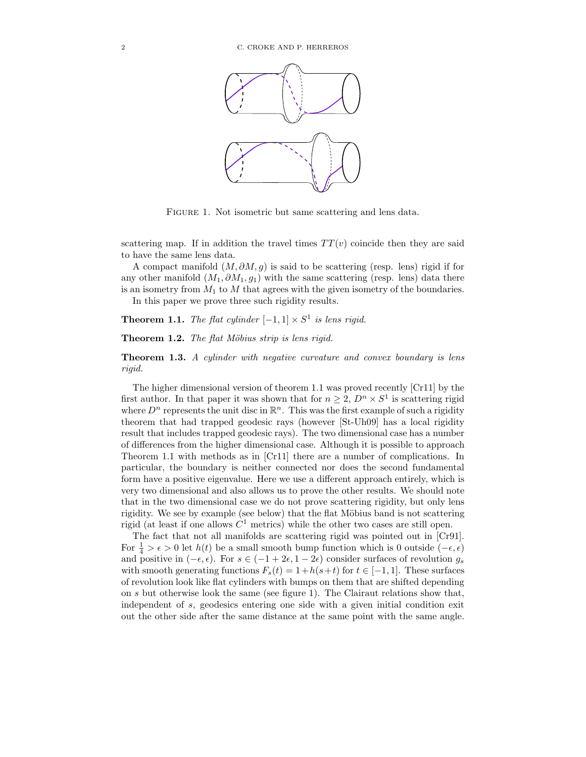FIGURE 1. Not isometric but same scattering and lens data.

scattering map. If in addition the travel times $TT(v)$ coincide then they are said to have the same lens data.

A compact manifold $(M, \partial M, g)$ is said to be scattering (resp. lens) rigid if for any other manifold $(M_1, \partial M_1, g_1)$ with the same scattering (resp. lens) data there is an isometry from $M_1$ to $M$ that agrees with the given isometry of the boundaries.

In this paper we prove three such rigidity results.

**Theorem 1.1.** *The flat cylinder $[-1, 1] \times S^1$ is lens rigid.*

**Theorem 1.2.** *The flat Möbius strip is lens rigid.*

**Theorem 1.3.** *A cylinder with negative curvature and convex boundary is lens rigid.*

The higher dimensional version of theorem 1.1 was proved recently [Cr11] by the first author. In that paper it was shown that for $n \geq 2$, $D^n \times S^1$ is scattering rigid where $D^n$ represents the unit disc in $\mathbb{R}^n$. This was the first example of such a rigidity theorem that had trapped geodesic rays (however [St-Uh09] has a local rigidity result that includes trapped geodesic rays). The two dimensional case has a number of differences from the higher dimensional case. Although it is possible to approach Theorem 1.1 with methods as in [Cr11] there are a number of complications. In particular, the boundary is neither connected nor does the second fundamental form have a positive eigenvalue. Here we use a different approach entirely, which is very two dimensional and also allows us to prove the other results. We should note that in the two dimensional case we do not prove scattering rigidity, but only lens rigidity. We see by example (see below) that the flat Möbius band is not scattering rigid (at least if one allows $C^1$ metrics) while the other two cases are still open.

The fact that not all manifolds are scattering rigid was pointed out in [Cr91]. For $\frac{1}{4} > \epsilon > 0$ let $h(t)$ be a small smooth bump function which is 0 outside $(-\epsilon, \epsilon)$ and positive in $(-\epsilon, \epsilon)$. For $s \in (-1 + 2\epsilon, 1 - 2\epsilon)$ consider surfaces of revolution $g_s$ with smooth generating functions $F_s(t) = 1 + h(s+t)$ for $t \in [-1, 1]$. These surfaces of revolution look like flat cylinders with bumps on them that are shifted depending on $s$ but otherwise look the same (see figure 1). The Clairaut relations show that, independent of $s$, geodesics entering one side with a given initial condition exit out the other side after the same distance at the same point with the same angle.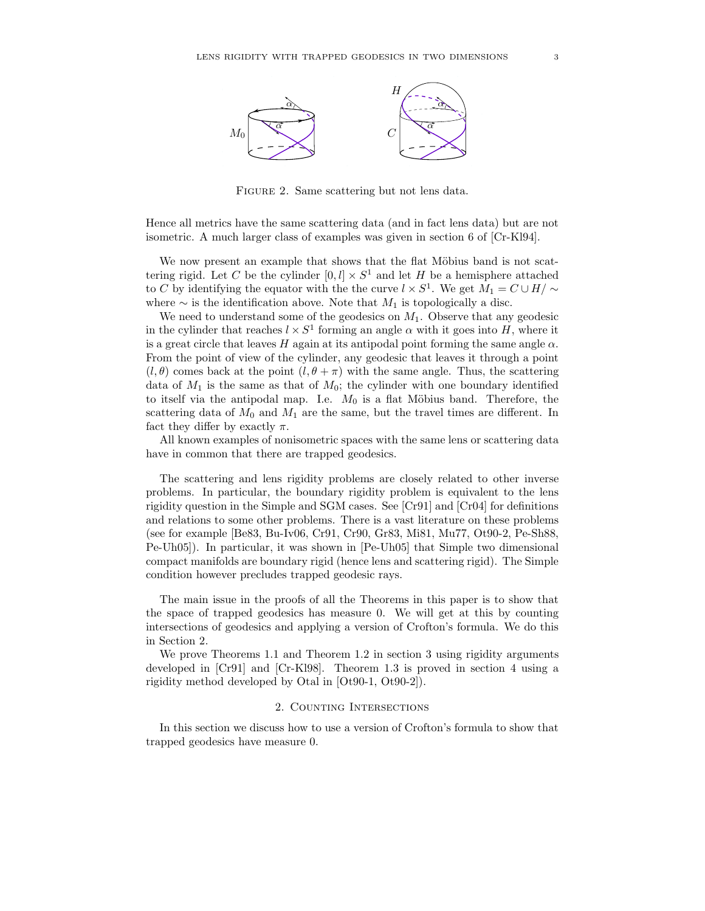FIGURE 2. Same scattering but not lens data.

Hence all metrics have the same scattering data (and in fact lens data) but are not isometric. A much larger class of examples was given in section 6 of [Cr-Kl94].

We now present an example that shows that the flat Möbius band is not scattering rigid. Let $C$ be the cylinder $[0, l] \times S^1$ and let $H$ be a hemisphere attached to $C$ by identifying the equator with the the curve $l \times S^1$. We get $M_1 = C \cup H/\sim$ where $\sim$ is the identification above. Note that $M_1$ is topologically a disc.

We need to understand some of the geodesics on $M_1$. Observe that any geodesic in the cylinder that reaches $l \times S^1$ forming an angle $\alpha$ with it goes into $H$, where it is a great circle that leaves $H$ again at its antipodal point forming the same angle $\alpha$. From the point of view of the cylinder, any geodesic that leaves it through a point $(l, \theta)$ comes back at the point $(l, \theta + \pi)$ with the same angle. Thus, the scattering data of $M_1$ is the same as that of $M_0$; the cylinder with one boundary identified to itself via the antipodal map. I.e. $M_0$ is a flat Möbius band. Therefore, the scattering data of $M_0$ and $M_1$ are the same, but the travel times are different. In fact they differ by exactly $\pi$.

All known examples of nonisometric spaces with the same lens or scattering data have in common that there are trapped geodesics.

The scattering and lens rigidity problems are closely related to other inverse problems. In particular, the boundary rigidity problem is equivalent to the lens rigidity question in the Simple and SGM cases. See [Cr91] and [Cr04] for definitions and relations to some other problems. There is a vast literature on these problems (see for example [Be83, Bu-Iv06, Cr91, Cr90, Gr83, Mi81, Mu77, Ot90-2, Pe-Sh88, Pe-Uh05]). In particular, it was shown in [Pe-Uh05] that Simple two dimensional compact manifolds are boundary rigid (hence lens and scattering rigid). The Simple condition however precludes trapped geodesic rays.

The main issue in the proofs of all the Theorems in this paper is to show that the space of trapped geodesics has measure 0. We will get at this by counting intersections of geodesics and applying a version of Crofton's formula. We do this in Section 2.

We prove Theorems 1.1 and Theorem 1.2 in section 3 using rigidity arguments developed in [Cr91] and [Cr-Kl98]. Theorem 1.3 is proved in section 4 using a rigidity method developed by Otal in [Ot90-1, Ot90-2]).

## 2. Counting Intersections

In this section we discuss how to use a version of Crofton's formula to show that trapped geodesics have measure 0.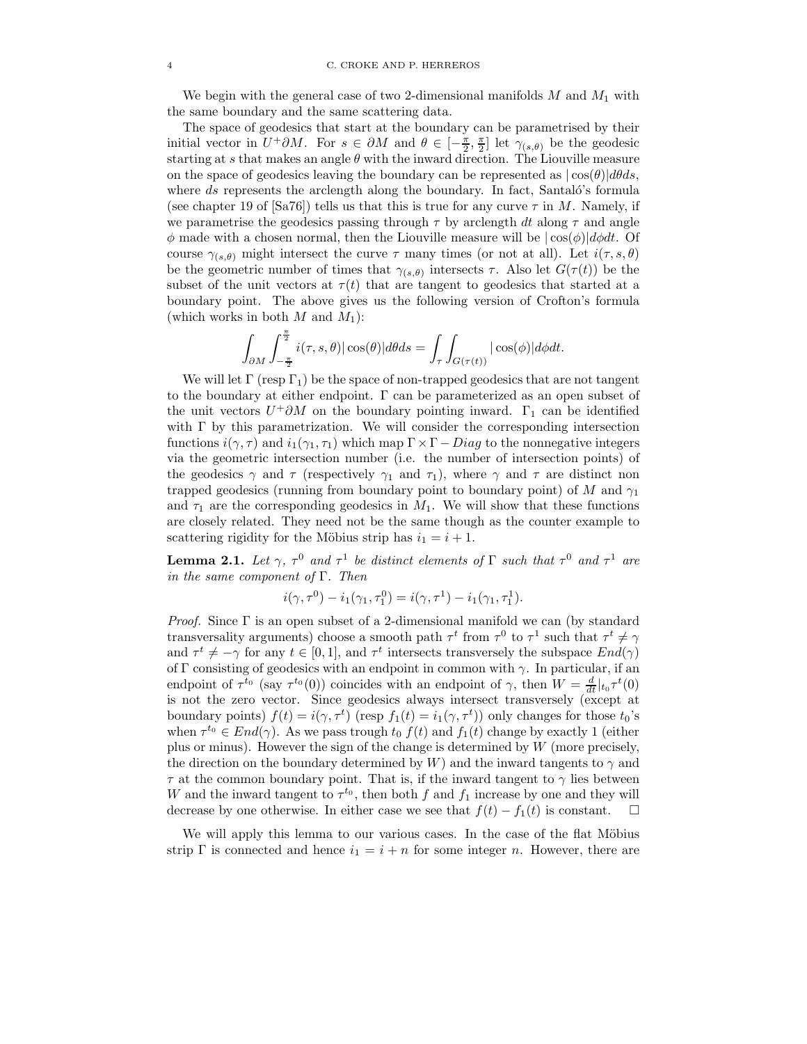We begin with the general case of two 2-dimensional manifolds $M$ and $M_1$ with the same boundary and the same scattering data.

The space of geodesics that start at the boundary can be parametrised by their initial vector in $U^+\partial M$. For $s \in \partial M$ and $\theta \in [-\frac{\pi}{2}, \frac{\pi}{2}]$ let $\gamma_{(s,\theta)}$ be the geodesic starting at $s$ that makes an angle $\theta$ with the inward direction. The Liouville measure on the space of geodesics leaving the boundary can be represented as $|\cos(\theta)|d\theta ds$, where $ds$ represents the arclength along the boundary. In fact, Santaló's formula (see chapter 19 of [Sa76]) tells us that this is true for any curve $\tau$ in $M$. Namely, if we parametrise the geodesics passing through $\tau$ by arclength $dt$ along $\tau$ and angle $\phi$ made with a chosen normal, then the Liouville measure will be $|\cos(\phi)|d\phi dt$. Of course $\gamma_{(s,\theta)}$ might intersect the curve $\tau$ many times (or not at all). Let $i(\tau, s, \theta)$ be the geometric number of times that $\gamma_{(s,\theta)}$ intersects $\tau$. Also let $G(\tau(t))$ be the subset of the unit vectors at $\tau(t)$ that are tangent to geodesics that started at a boundary point. The above gives us the following version of Crofton's formula (which works in both $M$ and $M_1$):

$$\int_{\partial M} \int_{-\frac{\pi}{2}}^{\frac{\pi}{2}} i(\tau, s, \theta)|\cos(\theta)|d\theta ds = \int_{\tau} \int_{G(\tau(t))} |\cos(\phi)|d\phi dt.$$

We will let $\Gamma$ (resp $\Gamma_1$) be the space of non-trapped geodesics that are not tangent to the boundary at either endpoint. $\Gamma$ can be parameterized as an open subset of the unit vectors $U^+\partial M$ on the boundary pointing inward. $\Gamma_1$ can be identified with $\Gamma$ by this parametrization. We will consider the corresponding intersection functions $i(\gamma, \tau)$ and $i_1(\gamma_1, \tau_1)$ which map $\Gamma \times \Gamma - Diag$ to the nonnegative integers via the geometric intersection number (i.e. the number of intersection points) of the geodesics $\gamma$ and $\tau$ (respectively $\gamma_1$ and $\tau_1$), where $\gamma$ and $\tau$ are distinct non trapped geodesics (running from boundary point to boundary point) of $M$ and $\gamma_1$ and $\tau_1$ are the corresponding geodesics in $M_1$. We will show that these functions are closely related. They need not be the same though as the counter example to scattering rigidity for the Möbius strip has $i_1 = i + 1$.

**Lemma 2.1.** *Let $\gamma$, $\tau^0$ and $\tau^1$ be distinct elements of $\Gamma$ such that $\tau^0$ and $\tau^1$ are in the same component of $\Gamma$. Then*

$$i(\gamma, \tau^0) - i_1(\gamma_1, \tau_1^0) = i(\gamma, \tau^1) - i_1(\gamma_1, \tau_1^1).$$

*Proof.* Since $\Gamma$ is an open subset of a 2-dimensional manifold we can (by standard transversality arguments) choose a smooth path $\tau^t$ from $\tau^0$ to $\tau^1$ such that $\tau^t \neq \gamma$ and $\tau^t \neq -\gamma$ for any $t \in [0,1]$, and $\tau^t$ intersects transversely the subspace $End(\gamma)$ of $\Gamma$ consisting of geodesics with an endpoint in common with $\gamma$. In particular, if an endpoint of $\tau^{t_0}$ (say $\tau^{t_0}(0)$) coincides with an endpoint of $\gamma$, then $W = \frac{d}{dt}|_{t_0}\tau^t(0)$ is not the zero vector. Since geodesics always intersect transversely (except at boundary points) $f(t) = i(\gamma, \tau^t)$ (resp $f_1(t) = i_1(\gamma, \tau^t)$) only changes for those $t_0$'s when $\tau^{t_0} \in End(\gamma)$. As we pass trough $t_0$ $f(t)$ and $f_1(t)$ change by exactly 1 (either plus or minus). However the sign of the change is determined by $W$ (more precisely, the direction on the boundary determined by $W$) and the inward tangents to $\gamma$ and $\tau$ at the common boundary point. That is, if the inward tangent to $\gamma$ lies between $W$ and the inward tangent to $\tau^{t_0}$, then both $f$ and $f_1$ increase by one and they will decrease by one otherwise. In either case we see that $f(t) - f_1(t)$ is constant. $\square$

We will apply this lemma to our various cases. In the case of the flat Möbius strip $\Gamma$ is connected and hence $i_1 = i + n$ for some integer $n$. However, there are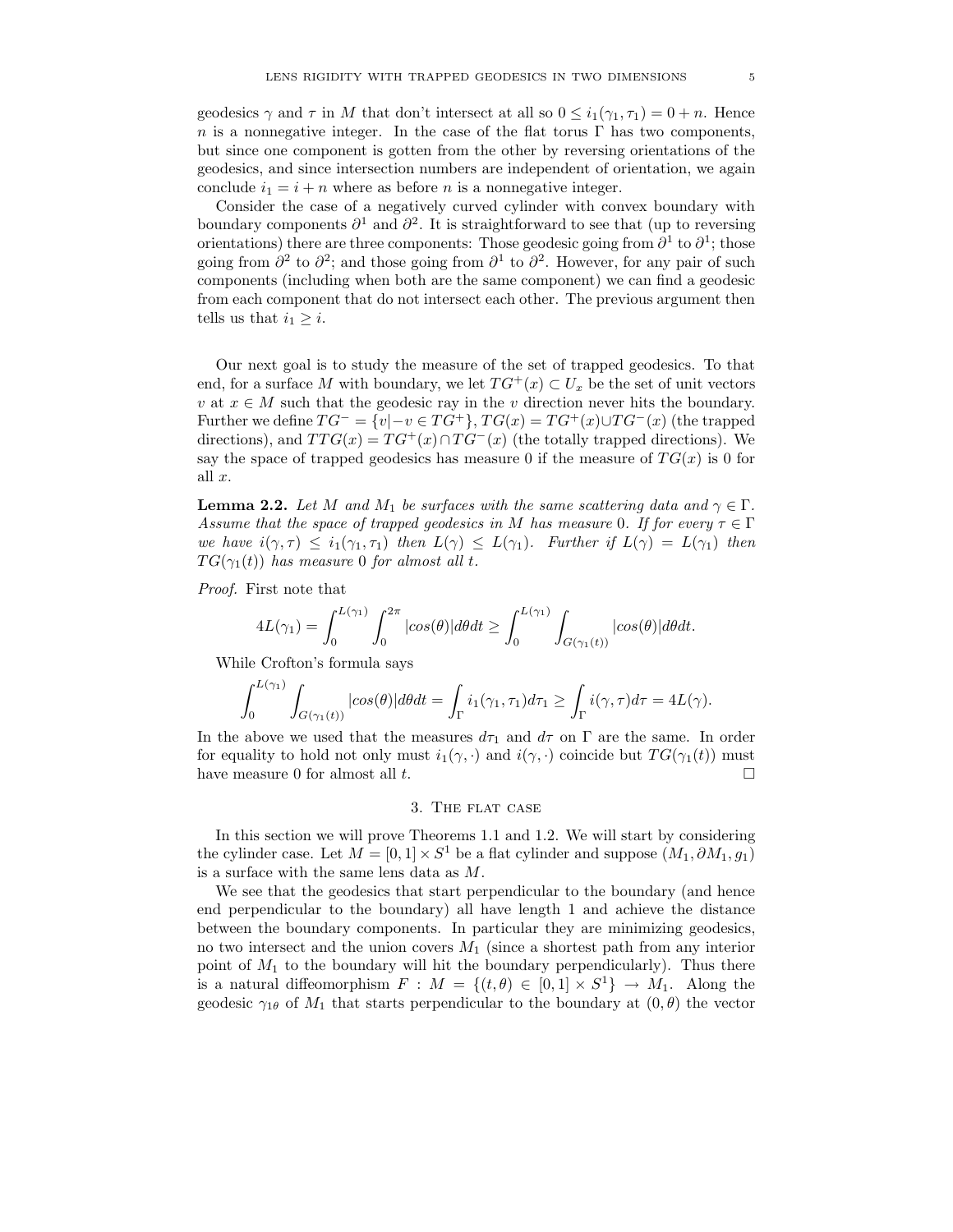geodesics $\gamma$ and $\tau$ in $M$ that don't intersect at all so $0 \leq i_1(\gamma_1, \tau_1) = 0 + n$. Hence $n$ is a nonnegative integer. In the case of the flat torus $\Gamma$ has two components, but since one component is gotten from the other by reversing orientations of the geodesics, and since intersection numbers are independent of orientation, we again conclude $i_1 = i + n$ where as before $n$ is a nonnegative integer.

Consider the case of a negatively curved cylinder with convex boundary with boundary components $\partial^1$ and $\partial^2$. It is straightforward to see that (up to reversing orientations) there are three components: Those geodesic going from $\partial^1$ to $\partial^1$; those going from $\partial^2$ to $\partial^2$; and those going from $\partial^1$ to $\partial^2$. However, for any pair of such components (including when both are the same component) we can find a geodesic from each component that do not intersect each other. The previous argument then tells us that $i_1 \geq i$.

Our next goal is to study the measure of the set of trapped geodesics. To that end, for a surface $M$ with boundary, we let $TG^+(x) \subset U_x$ be the set of unit vectors $v$ at $x \in M$ such that the geodesic ray in the $v$ direction never hits the boundary. Further we define $TG^- = \{v | -v \in TG^+\}$, $TG(x) = TG^+(x) \cup TG^-(x)$ (the trapped directions), and $TTG(x) = TG^+(x) \cap TG^-(x)$ (the totally trapped directions). We say the space of trapped geodesics has measure 0 if the measure of $TG(x)$ is 0 for all $x$.

**Lemma 2.2.** *Let $M$ and $M_1$ be surfaces with the same scattering data and $\gamma \in \Gamma$. Assume that the space of trapped geodesics in $M$ has measure 0. If for every $\tau \in \Gamma$ we have $i(\gamma, \tau) \leq i_1(\gamma_1, \tau_1)$ then $L(\gamma) \leq L(\gamma_1)$. Further if $L(\gamma) = L(\gamma_1)$ then $TG(\gamma_1(t))$ has measure 0 for almost all $t$.*

*Proof.* First note that

$$4L(\gamma_1) = \int_0^{L(\gamma_1)} \int_0^{2\pi} |cos(\theta)| d\theta dt \geq \int_0^{L(\gamma_1)} \int_{G(\gamma_1(t))} |cos(\theta)| d\theta dt.$$

While Crofton's formula says

$$\int_0^{L(\gamma_1)} \int_{G(\gamma_1(t))} |cos(\theta)| d\theta dt = \int_\Gamma i_1(\gamma_1, \tau_1) d\tau_1 \geq \int_\Gamma i(\gamma, \tau) d\tau = 4L(\gamma).$$

In the above we used that the measures $d\tau_1$ and $d\tau$ on $\Gamma$ are the same. In order for equality to hold not only must $i_1(\gamma, \cdot)$ and $i(\gamma, \cdot)$ coincide but $TG(\gamma_1(t))$ must have measure 0 for almost all $t$. □

## 3. The flat case

In this section we will prove Theorems 1.1 and 1.2. We will start by considering the cylinder case. Let $M = [0, 1] \times S^1$ be a flat cylinder and suppose $(M_1, \partial M_1, g_1)$ is a surface with the same lens data as $M$.

We see that the geodesics that start perpendicular to the boundary (and hence end perpendicular to the boundary) all have length 1 and achieve the distance between the boundary components. In particular they are minimizing geodesics, no two intersect and the union covers $M_1$ (since a shortest path from any interior point of $M_1$ to the boundary will hit the boundary perpendicularly). Thus there is a natural diffeomorphism $F : M = \{(t, \theta) \in [0, 1] \times S^1\} \to M_1$. Along the geodesic $\gamma_{1\theta}$ of $M_1$ that starts perpendicular to the boundary at $(0, \theta)$ the vector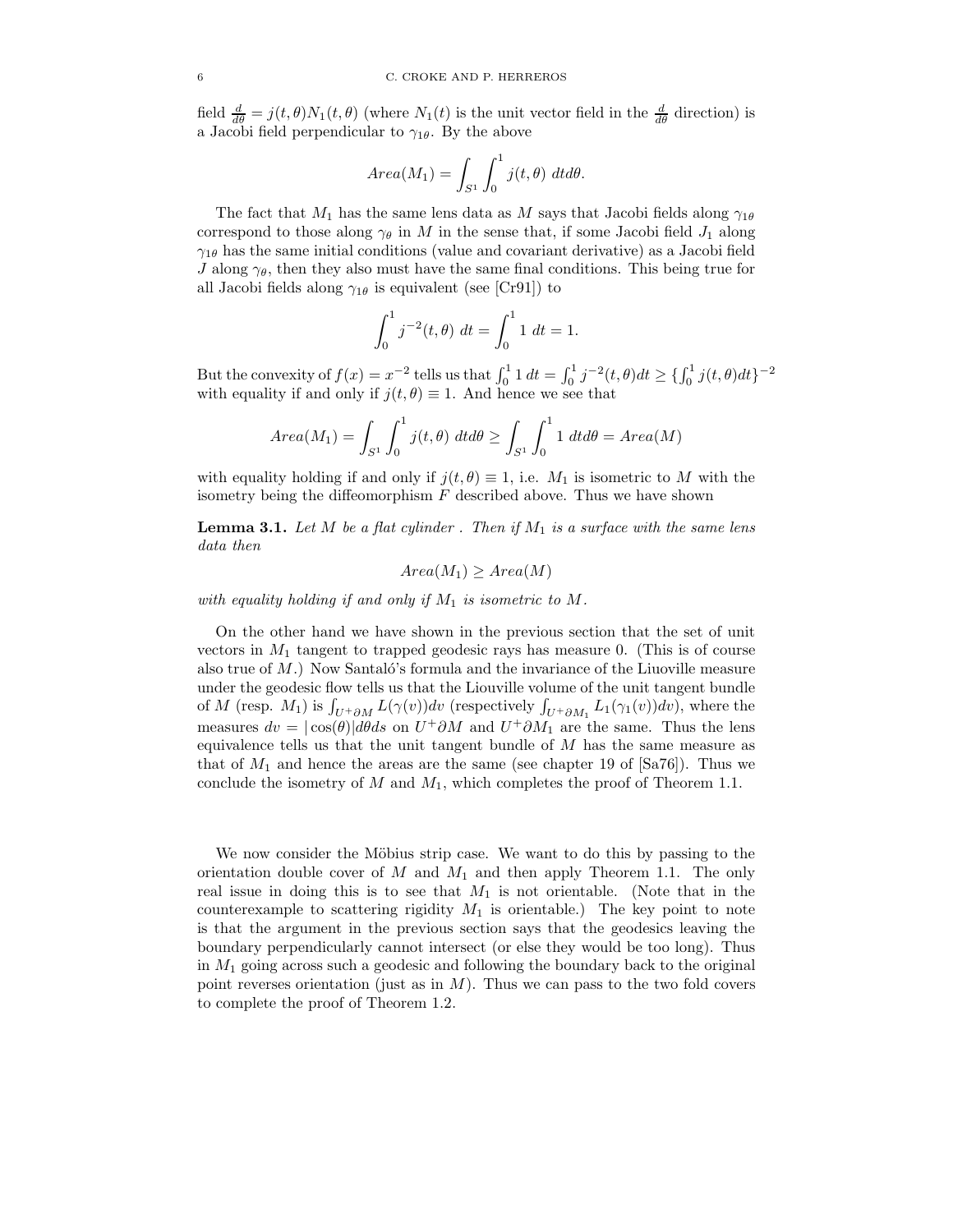field $\frac{d}{d\theta} = j(t,\theta)N_1(t,\theta)$ (where $N_1(t)$ is the unit vector field in the $\frac{d}{d\theta}$ direction) is a Jacobi field perpendicular to $\gamma_{1\theta}$. By the above

$$Area(M_1) = \int_{S^1} \int_0^1 j(t,\theta)\ dtd\theta.$$

The fact that $M_1$ has the same lens data as $M$ says that Jacobi fields along $\gamma_{1\theta}$ correspond to those along $\gamma_\theta$ in $M$ in the sense that, if some Jacobi field $J_1$ along $\gamma_{1\theta}$ has the same initial conditions (value and covariant derivative) as a Jacobi field $J$ along $\gamma_\theta$, then they also must have the same final conditions. This being true for all Jacobi fields along $\gamma_{1\theta}$ is equivalent (see [Cr91]) to

$$\int_0^1 j^{-2}(t,\theta)\ dt = \int_0^1 1\ dt = 1.$$

But the convexity of $f(x) = x^{-2}$ tells us that $\int_0^1 1\,dt = \int_0^1 j^{-2}(t,\theta)dt \geq \{\int_0^1 j(t,\theta)dt\}^{-2}$ with equality if and only if $j(t,\theta) \equiv 1$. And hence we see that

$$Area(M_1) = \int_{S^1} \int_0^1 j(t,\theta)\ dtd\theta \geq \int_{S^1} \int_0^1 1\ dtd\theta = Area(M)$$

with equality holding if and only if $j(t,\theta) \equiv 1$, i.e. $M_1$ is isometric to $M$ with the isometry being the diffeomorphism $F$ described above. Thus we have shown

**Lemma 3.1.** *Let $M$ be a flat cylinder . Then if $M_1$ is a surface with the same lens data then*

$$Area(M_1) \geq Area(M)$$

*with equality holding if and only if $M_1$ is isometric to $M$.*

On the other hand we have shown in the previous section that the set of unit vectors in $M_1$ tangent to trapped geodesic rays has measure 0. (This is of course also true of $M$.) Now Santaló's formula and the invariance of the Liouville measure under the geodesic flow tells us that the Liouville volume of the unit tangent bundle of $M$ (resp. $M_1$) is $\int_{U^+\partial M} L(\gamma(v))dv$ (respectively $\int_{U^+\partial M_1} L_1(\gamma_1(v))dv$), where the measures $dv = |\cos(\theta)|d\theta ds$ on $U^+\partial M$ and $U^+\partial M_1$ are the same. Thus the lens equivalence tells us that the unit tangent bundle of $M$ has the same measure as that of $M_1$ and hence the areas are the same (see chapter 19 of [Sa76]). Thus we conclude the isometry of $M$ and $M_1$, which completes the proof of Theorem 1.1.

We now consider the Möbius strip case. We want to do this by passing to the orientation double cover of $M$ and $M_1$ and then apply Theorem 1.1. The only real issue in doing this is to see that $M_1$ is not orientable. (Note that in the counterexample to scattering rigidity $M_1$ is orientable.) The key point to note is that the argument in the previous section says that the geodesics leaving the boundary perpendicularly cannot intersect (or else they would be too long). Thus in $M_1$ going across such a geodesic and following the boundary back to the original point reverses orientation (just as in $M$). Thus we can pass to the two fold covers to complete the proof of Theorem 1.2.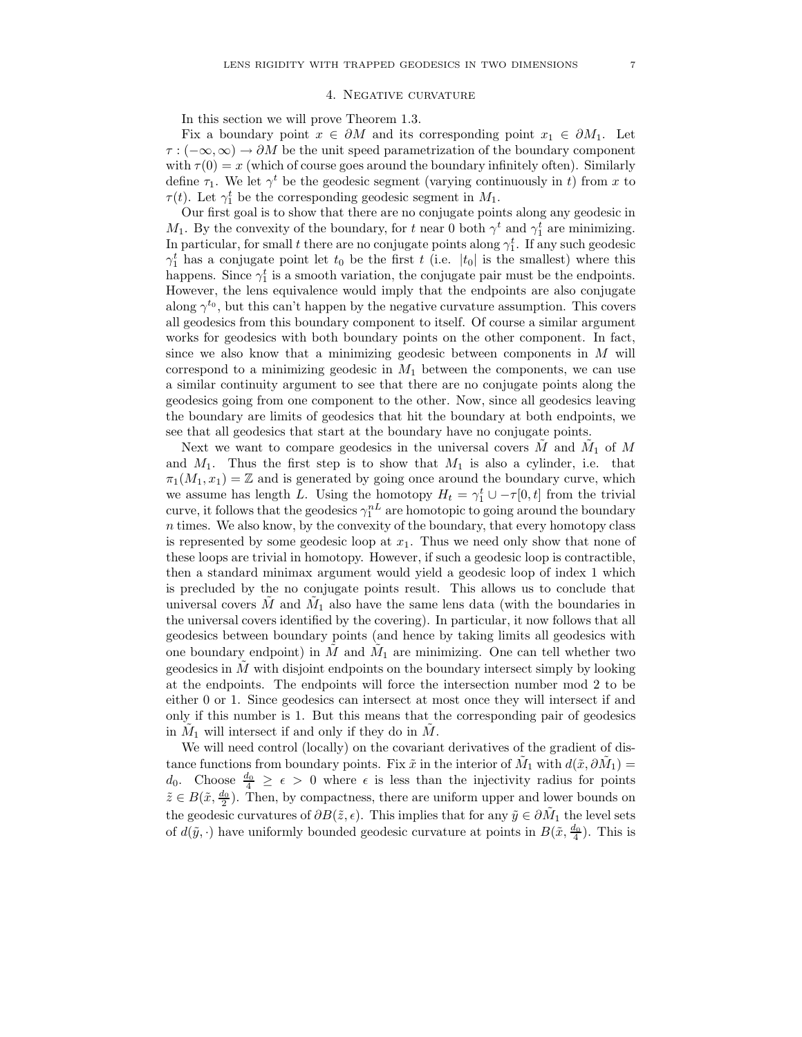## 4. Negative curvature

In this section we will prove Theorem 1.3.

Fix a boundary point $x \in \partial M$ and its corresponding point $x_1 \in \partial M_1$. Let $\tau : (-\infty, \infty) \to \partial M$ be the unit speed parametrization of the boundary component with $\tau(0) = x$ (which of course goes around the boundary infinitely often). Similarly define $\tau_1$. We let $\gamma^t$ be the geodesic segment (varying continuously in $t$) from $x$ to $\tau(t)$. Let $\gamma_1^t$ be the corresponding geodesic segment in $M_1$.

Our first goal is to show that there are no conjugate points along any geodesic in $M_1$. By the convexity of the boundary, for $t$ near 0 both $\gamma^t$ and $\gamma_1^t$ are minimizing. In particular, for small $t$ there are no conjugate points along $\gamma_1^t$. If any such geodesic $\gamma_1^t$ has a conjugate point let $t_0$ be the first $t$ (i.e. $|t_0|$ is the smallest) where this happens. Since $\gamma_1^t$ is a smooth variation, the conjugate pair must be the endpoints. However, the lens equivalence would imply that the endpoints are also conjugate along $\gamma^{t_0}$, but this can't happen by the negative curvature assumption. This covers all geodesics from this boundary component to itself. Of course a similar argument works for geodesics with both boundary points on the other component. In fact, since we also know that a minimizing geodesic between components in $M$ will correspond to a minimizing geodesic in $M_1$ between the components, we can use a similar continuity argument to see that there are no conjugate points along the geodesics going from one component to the other. Now, since all geodesics leaving the boundary are limits of geodesics that hit the boundary at both endpoints, we see that all geodesics that start at the boundary have no conjugate points.

Next we want to compare geodesics in the universal covers $\tilde{M}$ and $\tilde{M}_1$ of $M$ and $M_1$. Thus the first step is to show that $M_1$ is also a cylinder, i.e. that $\pi_1(M_1, x_1) = \mathbb{Z}$ and is generated by going once around the boundary curve, which we assume has length $L$. Using the homotopy $H_t = \gamma_1^t \cup -\tau[0,t]$ from the trivial curve, it follows that the geodesics $\gamma_1^{nL}$ are homotopic to going around the boundary $n$ times. We also know, by the convexity of the boundary, that every homotopy class is represented by some geodesic loop at $x_1$. Thus we need only show that none of these loops are trivial in homotopy. However, if such a geodesic loop is contractible, then a standard minimax argument would yield a geodesic loop of index 1 which is precluded by the no conjugate points result. This allows us to conclude that universal covers $\tilde{M}$ and $\tilde{M}_1$ also have the same lens data (with the boundaries in the universal covers identified by the covering). In particular, it now follows that all geodesics between boundary points (and hence by taking limits all geodesics with one boundary endpoint) in $\tilde{M}$ and $\tilde{M}_1$ are minimizing. One can tell whether two geodesics in $\tilde{M}$ with disjoint endpoints on the boundary intersect simply by looking at the endpoints. The endpoints will force the intersection number mod 2 to be either 0 or 1. Since geodesics can intersect at most once they will intersect if and only if this number is 1. But this means that the corresponding pair of geodesics in $\tilde{M}_1$ will intersect if and only if they do in $\tilde{M}$.

We will need control (locally) on the covariant derivatives of the gradient of distance functions from boundary points. Fix $\tilde{x}$ in the interior of $\tilde{M}_1$ with $d(\tilde{x}, \partial\tilde{M}_1) = d_0$. Choose $\frac{d_0}{4} \geq \epsilon > 0$ where $\epsilon$ is less than the injectivity radius for points $\tilde{z} \in B(\tilde{x}, \frac{d_0}{2})$. Then, by compactness, there are uniform upper and lower bounds on the geodesic curvatures of $\partial B(\tilde{z}, \epsilon)$. This implies that for any $\tilde{y} \in \partial\tilde{M}_1$ the level sets of $d(\tilde{y}, \cdot)$ have uniformly bounded geodesic curvature at points in $B(\tilde{x}, \frac{d_0}{4})$. This is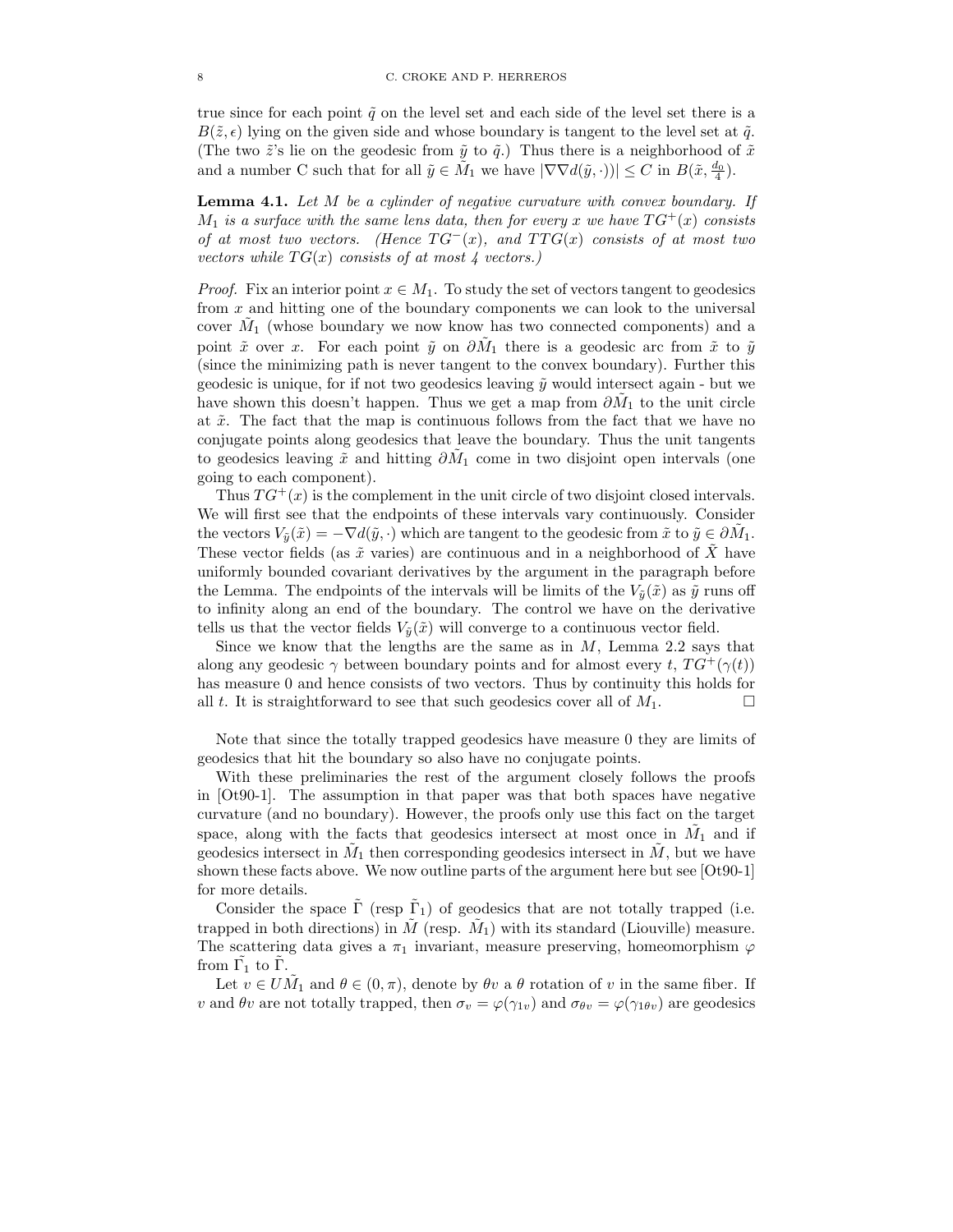true since for each point $\tilde{q}$ on the level set and each side of the level set there is a $B(\tilde{z}, \epsilon)$ lying on the given side and whose boundary is tangent to the level set at $\tilde{q}$. (The two $\tilde{z}$'s lie on the geodesic from $\tilde{y}$ to $\tilde{q}$.) Thus there is a neighborhood of $\tilde{x}$ and a number C such that for all $\tilde{y} \in \tilde{M}_1$ we have $|\nabla\nabla d(\tilde{y}, \cdot))| \leq C$ in $B(\tilde{x}, \frac{d_0}{4})$.

**Lemma 4.1.** *Let $M$ be a cylinder of negative curvature with convex boundary. If $M_1$ is a surface with the same lens data, then for every $x$ we have $TG^+(x)$ consists of at most two vectors. (Hence $TG^-(x)$, and $TTG(x)$ consists of at most two vectors while $TG(x)$ consists of at most 4 vectors.)*

*Proof.* Fix an interior point $x \in M_1$. To study the set of vectors tangent to geodesics from $x$ and hitting one of the boundary components we can look to the universal cover $\tilde{M}_1$ (whose boundary we now know has two connected components) and a point $\tilde{x}$ over $x$. For each point $\tilde{y}$ on $\partial\tilde{M}_1$ there is a geodesic arc from $\tilde{x}$ to $\tilde{y}$ (since the minimizing path is never tangent to the convex boundary). Further this geodesic is unique, for if not two geodesics leaving $\tilde{y}$ would intersect again - but we have shown this doesn't happen. Thus we get a map from $\partial\tilde{M}_1$ to the unit circle at $\tilde{x}$. The fact that the map is continuous follows from the fact that we have no conjugate points along geodesics that leave the boundary. Thus the unit tangents to geodesics leaving $\tilde{x}$ and hitting $\partial\tilde{M}_1$ come in two disjoint open intervals (one going to each component).

Thus $TG^+(x)$ is the complement in the unit circle of two disjoint closed intervals. We will first see that the endpoints of these intervals vary continuously. Consider the vectors $V_{\tilde{y}}(\tilde{x}) = -\nabla d(\tilde{y}, \cdot)$ which are tangent to the geodesic from $\tilde{x}$ to $\tilde{y} \in \partial\tilde{M}_1$. These vector fields (as $\tilde{x}$ varies) are continuous and in a neighborhood of $\tilde{X}$ have uniformly bounded covariant derivatives by the argument in the paragraph before the Lemma. The endpoints of the intervals will be limits of the $V_{\tilde{y}}(\tilde{x})$ as $\tilde{y}$ runs off to infinity along an end of the boundary. The control we have on the derivative tells us that the vector fields $V_{\tilde{y}}(\tilde{x})$ will converge to a continuous vector field.

Since we know that the lengths are the same as in $M$, Lemma 2.2 says that along any geodesic $\gamma$ between boundary points and for almost every $t$, $TG^+(\gamma(t))$ has measure 0 and hence consists of two vectors. Thus by continuity this holds for all $t$. It is straightforward to see that such geodesics cover all of $M_1$. □

Note that since the totally trapped geodesics have measure 0 they are limits of geodesics that hit the boundary so also have no conjugate points.

With these preliminaries the rest of the argument closely follows the proofs in [Ot90-1]. The assumption in that paper was that both spaces have negative curvature (and no boundary). However, the proofs only use this fact on the target space, along with the facts that geodesics intersect at most once in $\tilde{M}_1$ and if geodesics intersect in $\tilde{M}_1$ then corresponding geodesics intersect in $\tilde{M}$, but we have shown these facts above. We now outline parts of the argument here but see [Ot90-1] for more details.

Consider the space $\tilde{\Gamma}$ (resp $\tilde{\Gamma}_1$) of geodesics that are not totally trapped (i.e. trapped in both directions) in $\tilde{M}$ (resp. $\tilde{M}_1$) with its standard (Liouville) measure. The scattering data gives a $\pi_1$ invariant, measure preserving, homeomorphism $\varphi$ from $\tilde{\Gamma}_1$ to $\tilde{\Gamma}$.

Let $v \in U\tilde{M}_1$ and $\theta \in (0, \pi)$, denote by $\theta v$ a $\theta$ rotation of $v$ in the same fiber. If $v$ and $\theta v$ are not totally trapped, then $\sigma_v = \varphi(\gamma_{1v})$ and $\sigma_{\theta v} = \varphi(\gamma_{1\theta v})$ are geodesics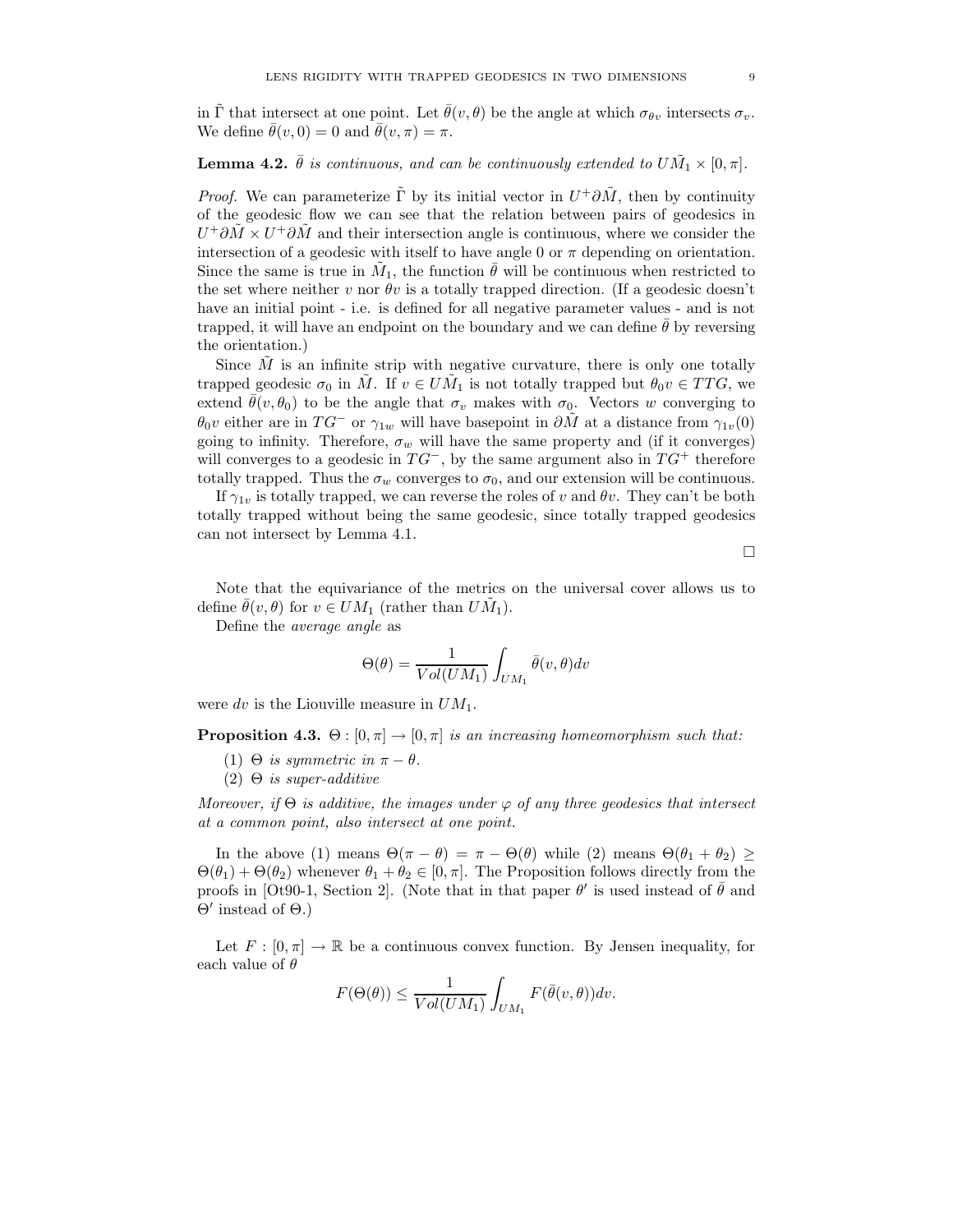in $\tilde{\Gamma}$ that intersect at one point. Let $\bar{\theta}(v,\theta)$ be the angle at which $\sigma_{\theta v}$ intersects $\sigma_v$. We define $\bar{\theta}(v,0) = 0$ and $\bar{\theta}(v,\pi) = \pi$.

**Lemma 4.2.** *$\bar{\theta}$ is continuous, and can be continuously extended to $U\tilde{M}_1 \times [0,\pi]$.*

*Proof.* We can parameterize $\tilde{\Gamma}$ by its initial vector in $U^+\partial\tilde{M}$, then by continuity of the geodesic flow we can see that the relation between pairs of geodesics in $U^+\partial\tilde{M} \times U^+\partial\tilde{M}$ and their intersection angle is continuous, where we consider the intersection of a geodesic with itself to have angle 0 or $\pi$ depending on orientation. Since the same is true in $\tilde{M}_1$, the function $\bar{\theta}$ will be continuous when restricted to the set where neither $v$ nor $\theta v$ is a totally trapped direction. (If a geodesic doesn't have an initial point - i.e. is defined for all negative parameter values - and is not trapped, it will have an endpoint on the boundary and we can define $\bar{\theta}$ by reversing the orientation.)

Since $\tilde{M}$ is an infinite strip with negative curvature, there is only one totally trapped geodesic $\sigma_0$ in $\tilde{M}$. If $v \in U\tilde{M}_1$ is not totally trapped but $\theta_0 v \in TTG$, we extend $\bar{\theta}(v,\theta_0)$ to be the angle that $\sigma_v$ makes with $\sigma_0$. Vectors $w$ converging to $\theta_0 v$ either are in $TG^-$ or $\gamma_{1w}$ will have basepoint in $\partial\tilde{M}$ at a distance from $\gamma_{1v}(0)$ going to infinity. Therefore, $\sigma_w$ will have the same property and (if it converges) will converges to a geodesic in $TG^-$, by the same argument also in $TG^+$ therefore totally trapped. Thus the $\sigma_w$ converges to $\sigma_0$, and our extension will be continuous.

If $\gamma_{1v}$ is totally trapped, we can reverse the roles of $v$ and $\theta v$. They can't be both totally trapped without being the same geodesic, since totally trapped geodesics can not intersect by Lemma 4.1.

□

Note that the equivariance of the metrics on the universal cover allows us to define $\bar{\theta}(v,\theta)$ for $v \in UM_1$ (rather than $U\tilde{M}_1$).

Define the *average angle* as

$$\Theta(\theta) = \frac{1}{Vol(UM_1)} \int_{UM_1} \bar{\theta}(v,\theta)dv$$

were $dv$ is the Liouville measure in $UM_1$.

**Proposition 4.3.** *$\Theta : [0,\pi] \to [0,\pi]$ is an increasing homeomorphism such that:*

1. *$\Theta$ is symmetric in $\pi - \theta$.*
2. *$\Theta$ is super-additive*

*Moreover, if $\Theta$ is additive, the images under $\varphi$ of any three geodesics that intersect at a common point, also intersect at one point.*

In the above (1) means $\Theta(\pi - \theta) = \pi - \Theta(\theta)$ while (2) means $\Theta(\theta_1 + \theta_2) \geq \Theta(\theta_1) + \Theta(\theta_2)$ whenever $\theta_1 + \theta_2 \in [0,\pi]$. The Proposition follows directly from the proofs in [Ot90-1, Section 2]. (Note that in that paper $\theta'$ is used instead of $\bar{\theta}$ and $\Theta'$ instead of $\Theta$.)

Let $F : [0,\pi] \to \mathbb{R}$ be a continuous convex function. By Jensen inequality, for each value of $\theta$

$$F(\Theta(\theta)) \leq \frac{1}{Vol(UM_1)} \int_{UM_1} F(\bar{\theta}(v,\theta))dv.$$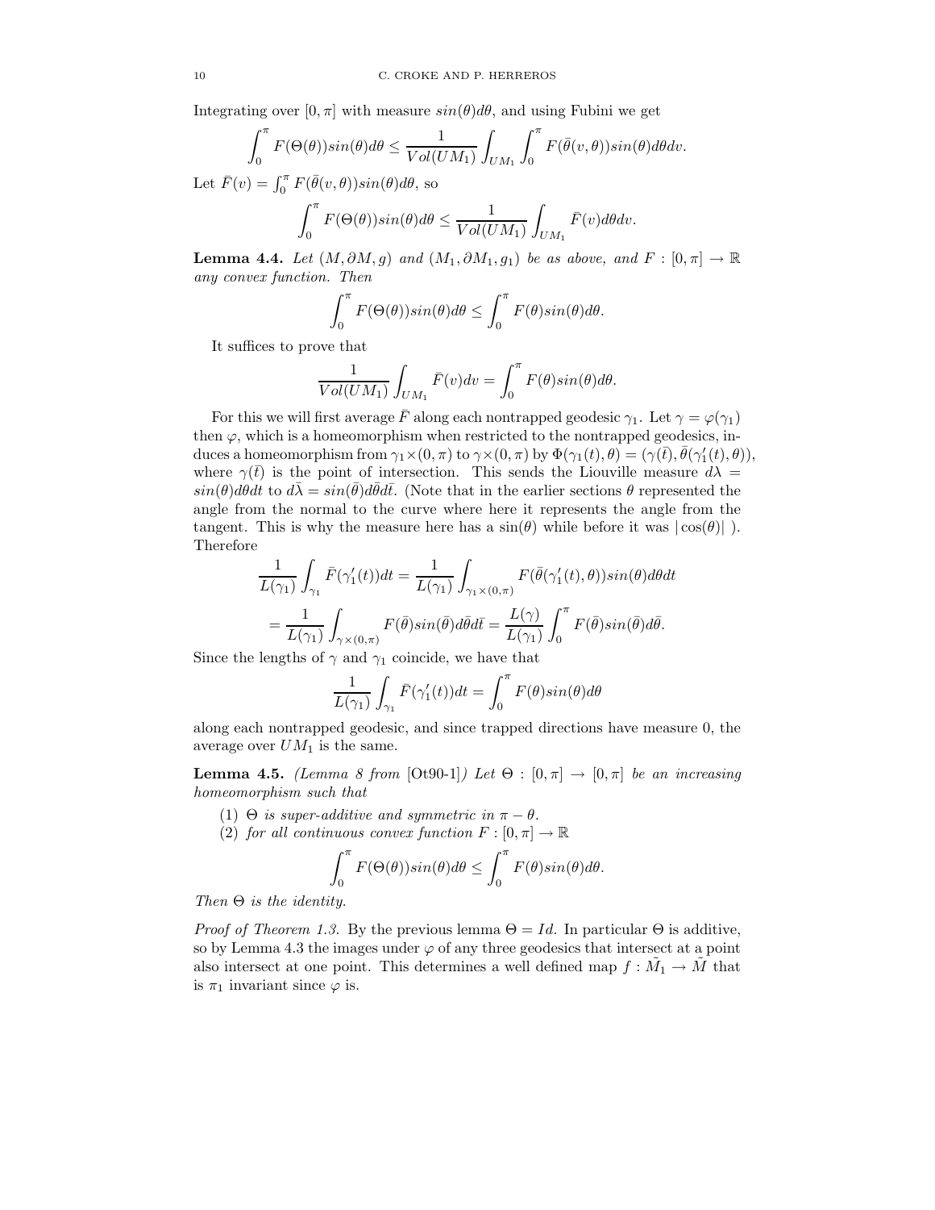Integrating over $[0,\pi]$ with measure $sin(\theta)d\theta$, and using Fubini we get

$$\int_0^\pi F(\Theta(\theta))sin(\theta)d\theta \leq \frac{1}{Vol(UM_1)}\int_{UM_1}\int_0^\pi F(\bar{\theta}(v,\theta))sin(\theta)d\theta dv.$$

Let $\bar{F}(v)=\int_0^\pi F(\bar{\theta}(v,\theta))sin(\theta)d\theta$, so

$$\int_0^\pi F(\Theta(\theta))sin(\theta)d\theta \leq \frac{1}{Vol(UM_1)}\int_{UM_1}\bar{F}(v)d\theta dv.$$

**Lemma 4.4.** *Let $(M,\partial M,g)$ and $(M_1,\partial M_1,g_1)$ be as above, and $F:[0,\pi]\to\mathbb{R}$ any convex function. Then*

$$\int_0^\pi F(\Theta(\theta))sin(\theta)d\theta \leq \int_0^\pi F(\theta)sin(\theta)d\theta.$$

It suffices to prove that

$$\frac{1}{Vol(UM_1)}\int_{UM_1}\bar{F}(v)dv = \int_0^\pi F(\theta)sin(\theta)d\theta.$$

For this we will first average $\bar{F}$ along each nontrapped geodesic $\gamma_1$. Let $\gamma=\varphi(\gamma_1)$ then $\varphi$, which is a homeomorphism when restricted to the nontrapped geodesics, induces a homeomorphism from $\gamma_1\times(0,\pi)$ to $\gamma\times(0,\pi)$ by $\Phi(\gamma_1(t),\theta)=(\gamma(\bar{t}),\bar{\theta}(\gamma_1'(t),\theta))$, where $\gamma(\bar{t})$ is the point of intersection. This sends the Liouville measure $d\lambda = sin(\theta)d\theta dt$ to $d\bar{\lambda}=sin(\bar{\theta})d\bar{\theta}d\bar{t}$. (Note that in the earlier sections $\theta$ represented the angle from the normal to the curve where here it represents the angle from the tangent. This is why the measure here has a $\sin(\theta)$ while before it was $|\cos(\theta)|$ ). Therefore

$$\frac{1}{L(\gamma_1)}\int_{\gamma_1}\bar{F}(\gamma_1'(t))dt = \frac{1}{L(\gamma_1)}\int_{\gamma_1\times(0,\pi)}F(\bar{\theta}(\gamma_1'(t),\theta))sin(\theta)d\theta dt$$

$$=\frac{1}{L(\gamma_1)}\int_{\gamma\times(0,\pi)}F(\bar{\theta})sin(\bar{\theta})d\bar{\theta}d\bar{t} = \frac{L(\gamma)}{L(\gamma_1)}\int_0^\pi F(\bar{\theta})sin(\bar{\theta})d\bar{\theta}.$$

Since the lengths of $\gamma$ and $\gamma_1$ coincide, we have that

$$\frac{1}{L(\gamma_1)}\int_{\gamma_1}\bar{F}(\gamma_1'(t))dt = \int_0^\pi F(\theta)sin(\theta)d\theta$$

along each nontrapped geodesic, and since trapped directions have measure 0, the average over $UM_1$ is the same.

**Lemma 4.5.** *(Lemma 8 from* [Ot90-1]*) Let $\Theta:[0,\pi]\to[0,\pi]$ be an increasing homeomorphism such that*

1. *$\Theta$ is super-additive and symmetric in $\pi-\theta$.*
2. *for all continuous convex function $F:[0,\pi]\to\mathbb{R}$*

$$\int_0^\pi F(\Theta(\theta))sin(\theta)d\theta \leq \int_0^\pi F(\theta)sin(\theta)d\theta.$$

*Then $\Theta$ is the identity.*

*Proof of Theorem 1.3.* By the previous lemma $\Theta = Id$. In particular $\Theta$ is additive, so by Lemma 4.3 the images under $\varphi$ of any three geodesics that intersect at a point also intersect at one point. This determines a well defined map $f:\tilde{M}_1\to\tilde{M}$ that is $\pi_1$ invariant since $\varphi$ is.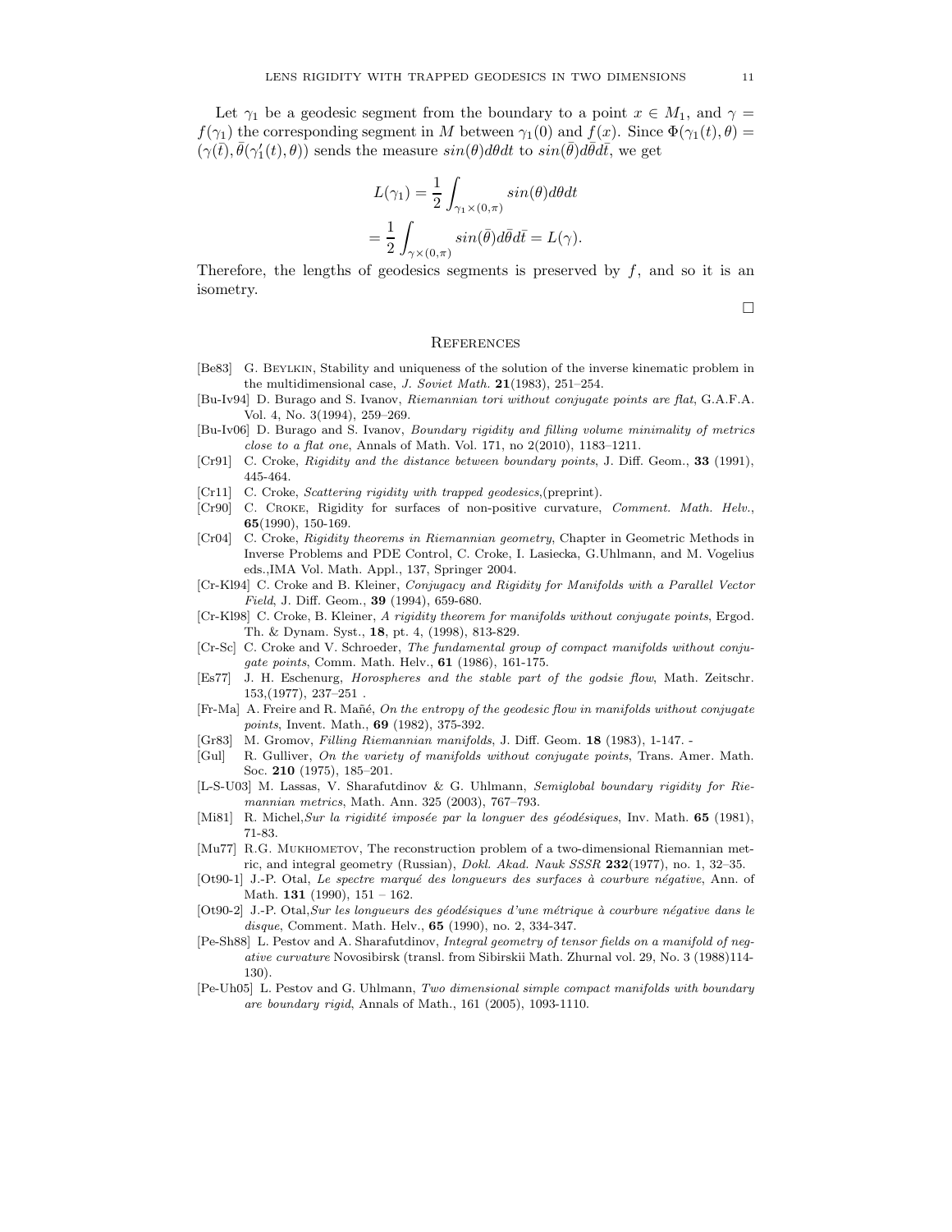Let $\gamma_1$ be a geodesic segment from the boundary to a point $x \in M_1$, and $\gamma = f(\gamma_1)$ the corresponding segment in $M$ between $\gamma_1(0)$ and $f(x)$. Since $\Phi(\gamma_1(t), \theta) = (\gamma(\bar{t}), \bar{\theta}(\gamma_1'(t), \theta))$ sends the measure $sin(\theta)d\theta dt$ to $sin(\bar{\theta})d\bar{\theta}d\bar{t}$, we get

$$
\begin{aligned}
L(\gamma_1) &= \frac{1}{2}\int_{\gamma_1 \times (0,\pi)} sin(\theta)d\theta dt \\
&= \frac{1}{2}\int_{\gamma \times (0,\pi)} sin(\bar{\theta})d\bar{\theta}d\bar{t} = L(\gamma).
\end{aligned}
$$

Therefore, the lengths of geodesics segments is preserved by $f$, and so it is an isometry.

$\square$

## References

- [Be83] G. Beylkin, Stability and uniqueness of the solution of the inverse kinematic problem in the multidimensional case, *J. Soviet Math.* **21**(1983), 251–254.
- [Bu-Iv94] D. Burago and S. Ivanov, *Riemannian tori without conjugate points are flat*, G.A.F.A. Vol. 4, No. 3(1994), 259–269.
- [Bu-Iv06] D. Burago and S. Ivanov, *Boundary rigidity and filling volume minimality of metrics close to a flat one*, Annals of Math. Vol. 171, no 2(2010), 1183–1211.
- [Cr91] C. Croke, *Rigidity and the distance between boundary points*, J. Diff. Geom., **33** (1991), 445-464.
- [Cr11] C. Croke, *Scattering rigidity with trapped geodesics*,(preprint).
- [Cr90] C. Croke, Rigidity for surfaces of non-positive curvature, *Comment. Math. Helv.*, **65**(1990), 150-169.
- [Cr04] C. Croke, *Rigidity theorems in Riemannian geometry*, Chapter in Geometric Methods in Inverse Problems and PDE Control, C. Croke, I. Lasiecka, G.Uhlmann, and M. Vogelius eds.,IMA Vol. Math. Appl., 137, Springer 2004.
- [Cr-Kl94] C. Croke and B. Kleiner, *Conjugacy and Rigidity for Manifolds with a Parallel Vector Field*, J. Diff. Geom., **39** (1994), 659-680.
- [Cr-Kl98] C. Croke, B. Kleiner, *A rigidity theorem for manifolds without conjugate points*, Ergod. Th. & Dynam. Syst., **18**, pt. 4, (1998), 813-829.
- [Cr-Sc] C. Croke and V. Schroeder, *The fundamental group of compact manifolds without conjugate points*, Comm. Math. Helv., **61** (1986), 161-175.
- [Es77] J. H. Eschenurg, *Horospheres and the stable part of the godsie flow*, Math. Zeitschr. 153,(1977), 237–251 .
- [Fr-Ma] A. Freire and R. Mañé, *On the entropy of the geodesic flow in manifolds without conjugate points*, Invent. Math., **69** (1982), 375-392.
- [Gr83] M. Gromov, *Filling Riemannian manifolds*, J. Diff. Geom. **18** (1983), 1-147. -
- [Gul] R. Gulliver, *On the variety of manifolds without conjugate points*, Trans. Amer. Math. Soc. **210** (1975), 185–201.
- [L-S-U03] M. Lassas, V. Sharafutdinov & G. Uhlmann, *Semiglobal boundary rigidity for Riemannian metrics*, Math. Ann. 325 (2003), 767–793.
- [Mi81] R. Michel,*Sur la rigidité imposée par la longuer des géodésiques*, Inv. Math. **65** (1981), 71-83.
- [Mu77] R.G. Mukhometov, The reconstruction problem of a two-dimensional Riemannian metric, and integral geometry (Russian), *Dokl. Akad. Nauk SSSR* **232**(1977), no. 1, 32–35.
- [Ot90-1] J.-P. Otal, *Le spectre marqué des longueurs des surfaces à courbure négative*, Ann. of Math. **131** (1990), 151 – 162.
- [Ot90-2] J.-P. Otal,*Sur les longueurs des géodésiques d'une métrique à courbure négative dans le disque*, Comment. Math. Helv., **65** (1990), no. 2, 334-347.
- [Pe-Sh88] L. Pestov and A. Sharafutdinov, *Integral geometry of tensor fields on a manifold of negative curvature* Novosibirsk (transl. from Sibirskii Math. Zhurnal vol. 29, No. 3 (1988)114-130).
- [Pe-Uh05] L. Pestov and G. Uhlmann, *Two dimensional simple compact manifolds with boundary are boundary rigid*, Annals of Math., 161 (2005), 1093-1110.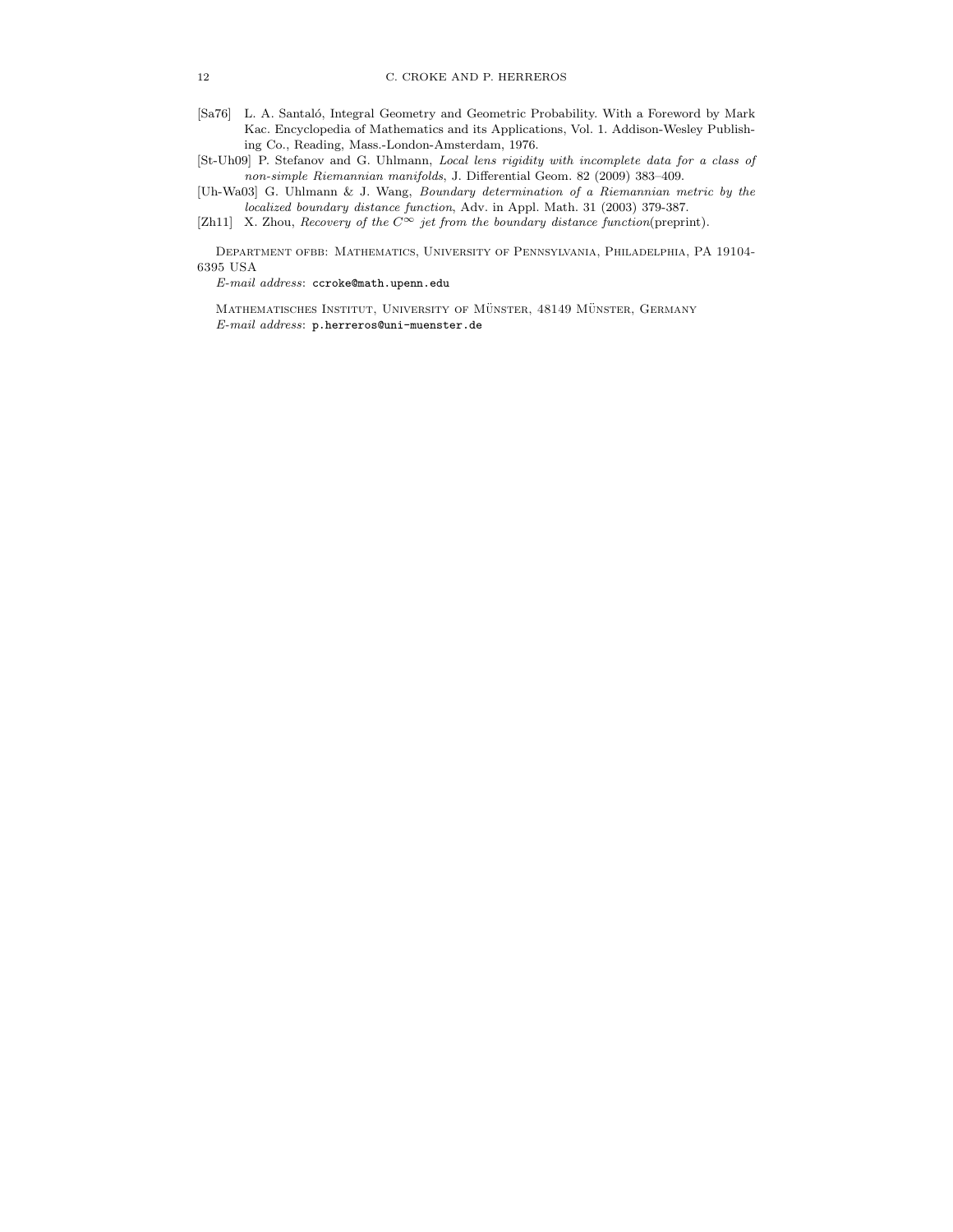[Sa76] L. A. Santaló, Integral Geometry and Geometric Probability. With a Foreword by Mark Kac. Encyclopedia of Mathematics and its Applications, Vol. 1. Addison-Wesley Publishing Co., Reading, Mass.-London-Amsterdam, 1976.

[St-Uh09] P. Stefanov and G. Uhlmann, *Local lens rigidity with incomplete data for a class of non-simple Riemannian manifolds*, J. Differential Geom. 82 (2009) 383–409.

[Uh-Wa03] G. Uhlmann & J. Wang, *Boundary determination of a Riemannian metric by the localized boundary distance function*, Adv. in Appl. Math. 31 (2003) 379-387.

[Zh11] X. Zhou, *Recovery of the $C^\infty$ jet from the boundary distance function*(preprint).

Department ofbb: Mathematics, University of Pennsylvania, Philadelphia, PA 19104-6395 USA

*E-mail address*: ccroke@math.upenn.edu

Mathematisches Institut, University of Münster, 48149 Münster, Germany

*E-mail address*: p.herreros@uni-muenster.de